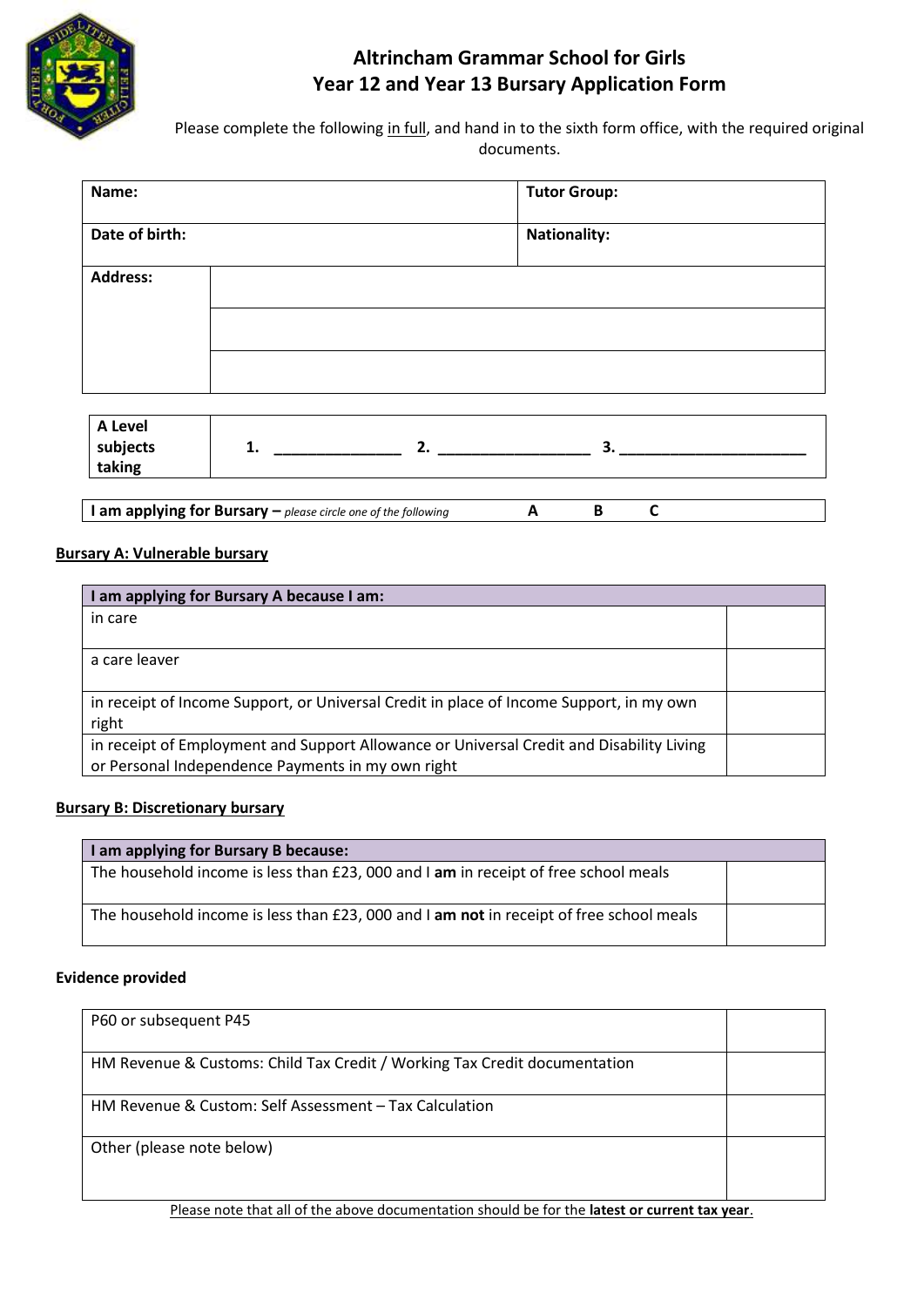# Altrincham Grammar School for Girls
## Year 12 and Year 13 Bursary Application Form

Please complete the following <u>in full</u>, and hand in to the sixth form office, with the required original documents.

| **Name:** | **Tutor Group:** |
|---|---|
| **Date of birth:** | **Nationality:** |

| **Address:** | |
|---|---|
| | |
| | |

| **A Level subjects taking** | **1.** _______________ **2.** __________________ **3.** ______________________ |
|---|---|

| **I am applying for Bursary –** *please circle one of the following* | **A** | **B** | **C** |
|---|---|---|---|

**<u>Bursary A: Vulnerable bursary</u>**

| **I am applying for Bursary A because I am:** | |
|---|---|
| in care | |
| a care leaver | |
| in receipt of Income Support, or Universal Credit in place of Income Support, in my own right | |
| in receipt of Employment and Support Allowance or Universal Credit and Disability Living or Personal Independence Payments in my own right | |

**<u>Bursary B: Discretionary bursary</u>**

| **I am applying for Bursary B because:** | |
|---|---|
| The household income is less than £23, 000 and I **am** in receipt of free school meals | |
| The household income is less than £23, 000 and I **am not** in receipt of free school meals | |

**Evidence provided**

| P60 or subsequent P45 | |
|---|---|
| HM Revenue & Customs: Child Tax Credit / Working Tax Credit documentation | |
| HM Revenue & Custom: Self Assessment – Tax Calculation | |
| Other (please note below) | |

<u>Please note that all of the above documentation should be for the **latest or current tax year**.</u>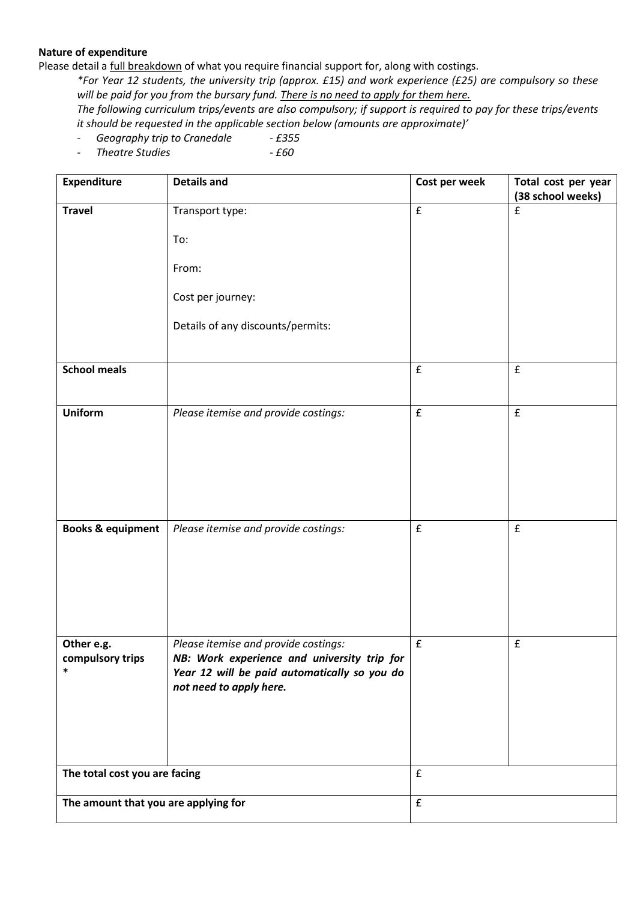**Nature of expenditure**

Please detail a full breakdown of what you require financial support for, along with costings.

*\*For Year 12 students, the university trip (approx. £15) and work experience (£25) are compulsory so these will be paid for you from the bursary fund. There is no need to apply for them here.*

*The following curriculum trips/events are also compulsory; if support is required to pay for these trips/events it should be requested in the applicable section below (amounts are approximate)'*

- *Geography trip to Cranedale - £355*
- *Theatre Studies - £60*

| Expenditure | Details and | Cost per week | Total cost per year (38 school weeks) |
|---|---|---|---|
| **Travel** | Transport type:<br><br>To:<br><br>From:<br><br>Cost per journey:<br><br>Details of any discounts/permits: | £ | £ |
| **School meals** | | £ | £ |
| **Uniform** | *Please itemise and provide costings:* | £ | £ |
| **Books & equipment** | *Please itemise and provide costings:* | £ | £ |
| **Other e.g. compulsory trips \*** | *Please itemise and provide costings:*<br>***NB: Work experience and university trip for Year 12 will be paid automatically so you do not need to apply here.*** | £ | £ |
| **The total cost you are facing** | | £ | |
| **The amount that you are applying for** | | £ | |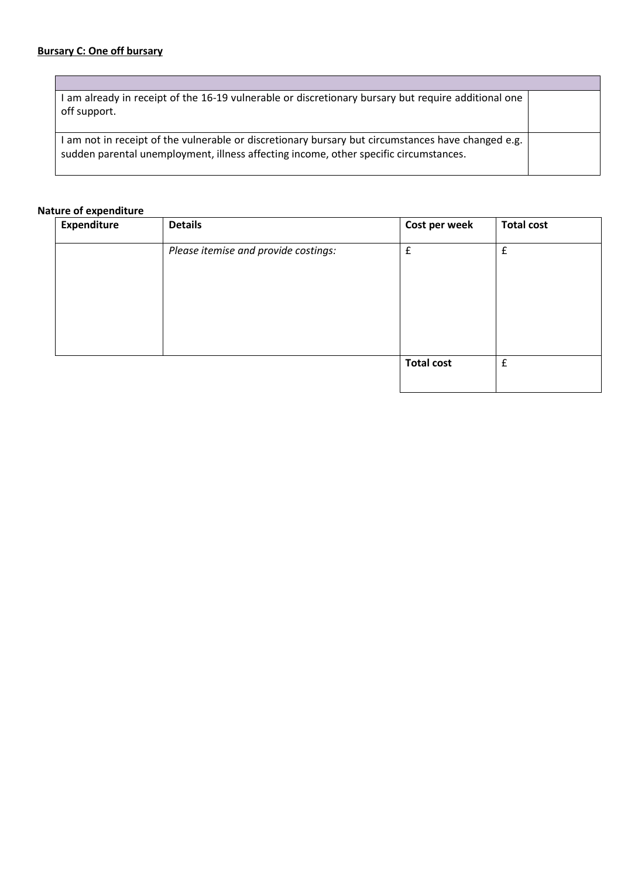**Bursary C: One off bursary**

| | |
|---|---|
| I am already in receipt of the 16-19 vulnerable or discretionary bursary but require additional one off support. | |
| I am not in receipt of the vulnerable or discretionary bursary but circumstances have changed e.g. sudden parental unemployment, illness affecting income, other specific circumstances. | |

**Nature of expenditure**

| Expenditure | Details | Cost per week | Total cost |
|---|---|---|---|
| | *Please itemise and provide costings:* | £ | £ |
| | | **Total cost** | £ |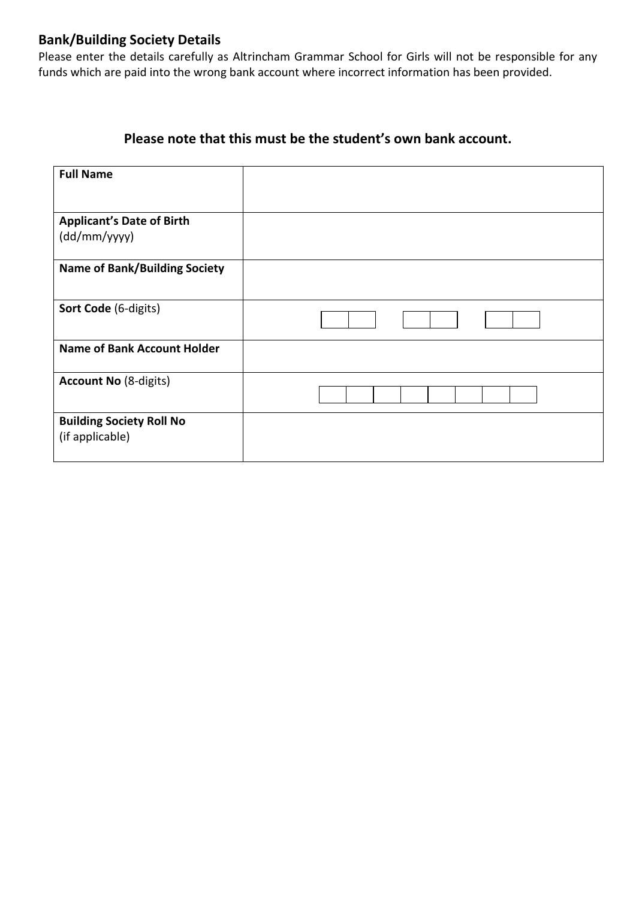## Bank/Building Society Details

Please enter the details carefully as Altrincham Grammar School for Girls will not be responsible for any funds which are paid into the wrong bank account where incorrect information has been provided.

**Please note that this must be the student's own bank account.**

| | |
|---|---|
| **Full Name** | |
| **Applicant's Date of Birth** (dd/mm/yyyy) | |
| **Name of Bank/Building Society** | |
| **Sort Code** (6-digits) | |
| **Name of Bank Account Holder** | |
| **Account No** (8-digits) | |
| **Building Society Roll No** (if applicable) | |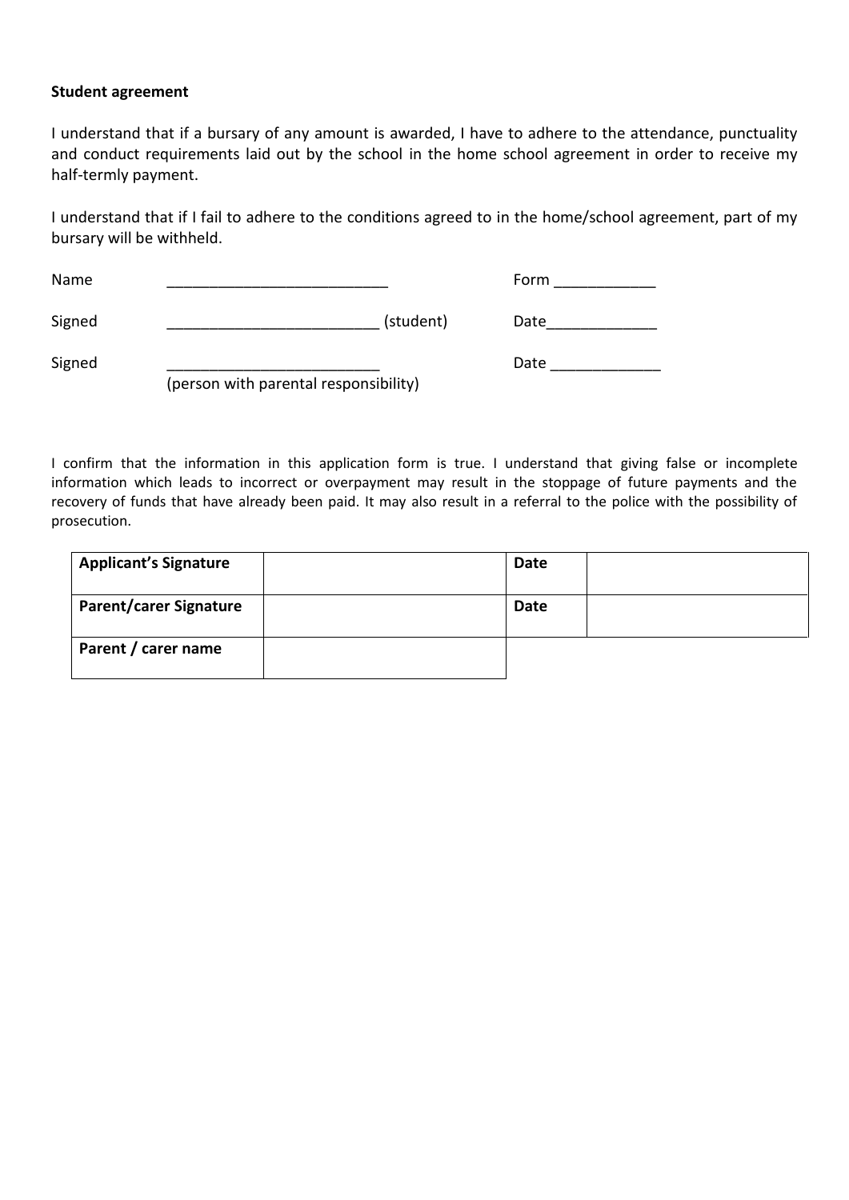**Student agreement**

I understand that if a bursary of any amount is awarded, I have to adhere to the attendance, punctuality and conduct requirements laid out by the school in the home school agreement in order to receive my half-termly payment.

I understand that if I fail to adhere to the conditions agreed to in the home/school agreement, part of my bursary will be withheld.

Name ___________________________ Form ____________

Signed __________________________ (student) Date_____________

Signed __________________________ Date _____________
(person with parental responsibility)

I confirm that the information in this application form is true. I understand that giving false or incomplete information which leads to incorrect or overpayment may result in the stoppage of future payments and the recovery of funds that have already been paid. It may also result in a referral to the police with the possibility of prosecution.

| | | | |
|---|---|---|---|
| **Applicant's Signature** | | **Date** | |
| **Parent/carer Signature** | | **Date** | |
| **Parent / carer name** | | | |